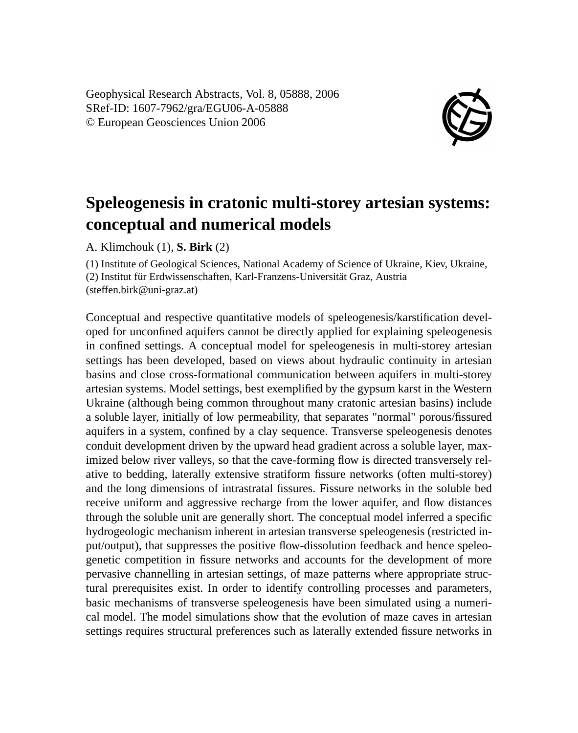Geophysical Research Abstracts, Vol. 8, 05888, 2006
SRef-ID: 1607-7962/gra/EGU06-A-05888
© European Geosciences Union 2006

# Speleogenesis in cratonic multi-storey artesian systems: conceptual and numerical models

A. Klimchouk (1), **S. Birk** (2)

(1) Institute of Geological Sciences, National Academy of Science of Ukraine, Kiev, Ukraine,
(2) Institut für Erdwissenschaften, Karl-Franzens-Universität Graz, Austria
(steffen.birk@uni-graz.at)

Conceptual and respective quantitative models of speleogenesis/karstification developed for unconfined aquifers cannot be directly applied for explaining speleogenesis in confined settings. A conceptual model for speleogenesis in multi-storey artesian settings has been developed, based on views about hydraulic continuity in artesian basins and close cross-formational communication between aquifers in multi-storey artesian systems. Model settings, best exemplified by the gypsum karst in the Western Ukraine (although being common throughout many cratonic artesian basins) include a soluble layer, initially of low permeability, that separates "normal" porous/fissured aquifers in a system, confined by a clay sequence. Transverse speleogenesis denotes conduit development driven by the upward head gradient across a soluble layer, maximized below river valleys, so that the cave-forming flow is directed transversely relative to bedding, laterally extensive stratiform fissure networks (often multi-storey) and the long dimensions of intrastratal fissures. Fissure networks in the soluble bed receive uniform and aggressive recharge from the lower aquifer, and flow distances through the soluble unit are generally short. The conceptual model inferred a specific hydrogeologic mechanism inherent in artesian transverse speleogenesis (restricted input/output), that suppresses the positive flow-dissolution feedback and hence speleogenetic competition in fissure networks and accounts for the development of more pervasive channelling in artesian settings, of maze patterns where appropriate structural prerequisites exist. In order to identify controlling processes and parameters, basic mechanisms of transverse speleogenesis have been simulated using a numerical model. The model simulations show that the evolution of maze caves in artesian settings requires structural preferences such as laterally extended fissure networks in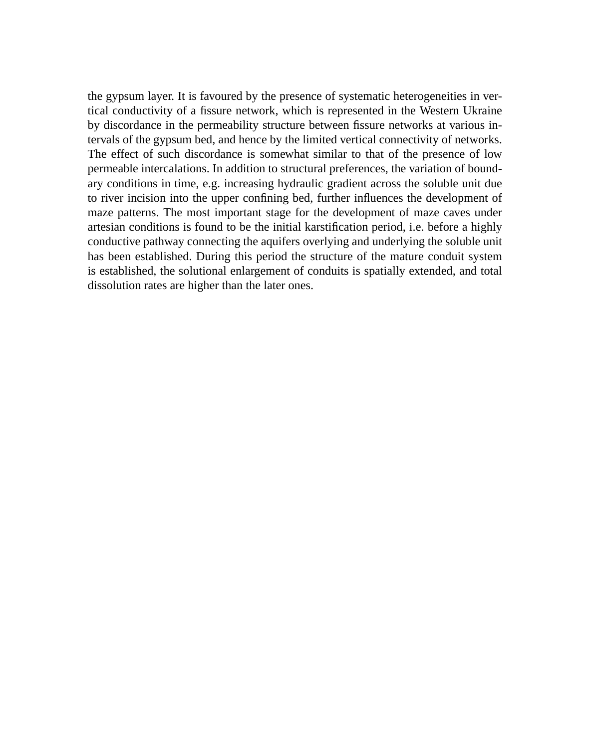the gypsum layer. It is favoured by the presence of systematic heterogeneities in vertical conductivity of a fissure network, which is represented in the Western Ukraine by discordance in the permeability structure between fissure networks at various intervals of the gypsum bed, and hence by the limited vertical connectivity of networks. The effect of such discordance is somewhat similar to that of the presence of low permeable intercalations. In addition to structural preferences, the variation of boundary conditions in time, e.g. increasing hydraulic gradient across the soluble unit due to river incision into the upper confining bed, further influences the development of maze patterns. The most important stage for the development of maze caves under artesian conditions is found to be the initial karstification period, i.e. before a highly conductive pathway connecting the aquifers overlying and underlying the soluble unit has been established. During this period the structure of the mature conduit system is established, the solutional enlargement of conduits is spatially extended, and total dissolution rates are higher than the later ones.